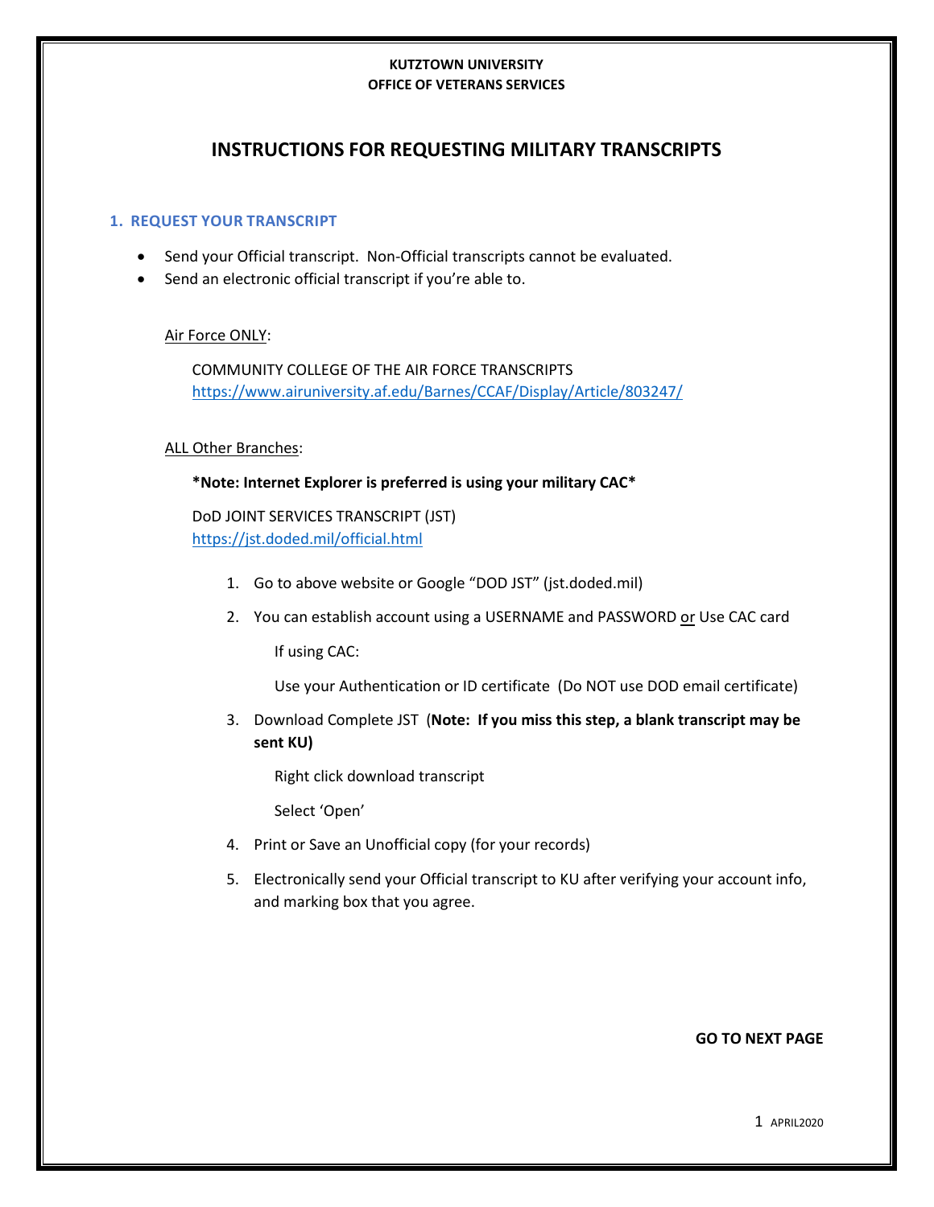**KUTZTOWN UNIVERSITY**
**OFFICE OF VETERANS SERVICES**

# INSTRUCTIONS FOR REQUESTING MILITARY TRANSCRIPTS

## 1. REQUEST YOUR TRANSCRIPT

- Send your Official transcript. Non-Official transcripts cannot be evaluated.
- Send an electronic official transcript if you're able to.

Air Force ONLY:

COMMUNITY COLLEGE OF THE AIR FORCE TRANSCRIPTS
https://www.airuniversity.af.edu/Barnes/CCAF/Display/Article/803247/

ALL Other Branches:

**\*Note: Internet Explorer is preferred is using your military CAC\***

DoD JOINT SERVICES TRANSCRIPT (JST)
https://jst.doded.mil/official.html

1. Go to above website or Google "DOD JST" (jst.doded.mil)
2. You can establish account using a USERNAME and PASSWORD or Use CAC card

   If using CAC:

   Use your Authentication or ID certificate (Do NOT use DOD email certificate)
3. Download Complete JST (**Note: If you miss this step, a blank transcript may be sent KU)**

   Right click download transcript

   Select 'Open'
4. Print or Save an Unofficial copy (for your records)
5. Electronically send your Official transcript to KU after verifying your account info, and marking box that you agree.

**GO TO NEXT PAGE**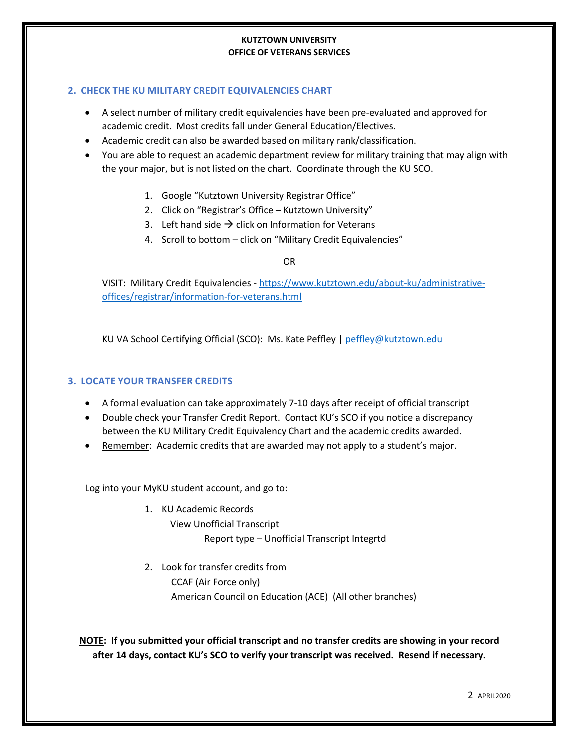**KUTZTOWN UNIVERSITY**
**OFFICE OF VETERANS SERVICES**

## 2. CHECK THE KU MILITARY CREDIT EQUIVALENCIES CHART

- A select number of military credit equivalencies have been pre-evaluated and approved for academic credit. Most credits fall under General Education/Electives.
- Academic credit can also be awarded based on military rank/classification.
- You are able to request an academic department review for military training that may align with the your major, but is not listed on the chart. Coordinate through the KU SCO.

1. Google "Kutztown University Registrar Office"
2. Click on "Registrar's Office – Kutztown University"
3. Left hand side → click on Information for Veterans
4. Scroll to bottom – click on "Military Credit Equivalencies"

OR

VISIT: Military Credit Equivalencies - https://www.kutztown.edu/about-ku/administrative-offices/registrar/information-for-veterans.html

KU VA School Certifying Official (SCO): Ms. Kate Peffley | peffley@kutztown.edu

## 3. LOCATE YOUR TRANSFER CREDITS

- A formal evaluation can take approximately 7-10 days after receipt of official transcript
- Double check your Transfer Credit Report. Contact KU's SCO if you notice a discrepancy between the KU Military Credit Equivalency Chart and the academic credits awarded.
- Remember: Academic credits that are awarded may not apply to a student's major.

Log into your MyKU student account, and go to:

1. KU Academic Records
   View Unofficial Transcript
   Report type – Unofficial Transcript Integrtd

2. Look for transfer credits from
   CCAF (Air Force only)
   American Council on Education (ACE) (All other branches)

**NOTE: If you submitted your official transcript and no transfer credits are showing in your record after 14 days, contact KU's SCO to verify your transcript was received. Resend if necessary.**